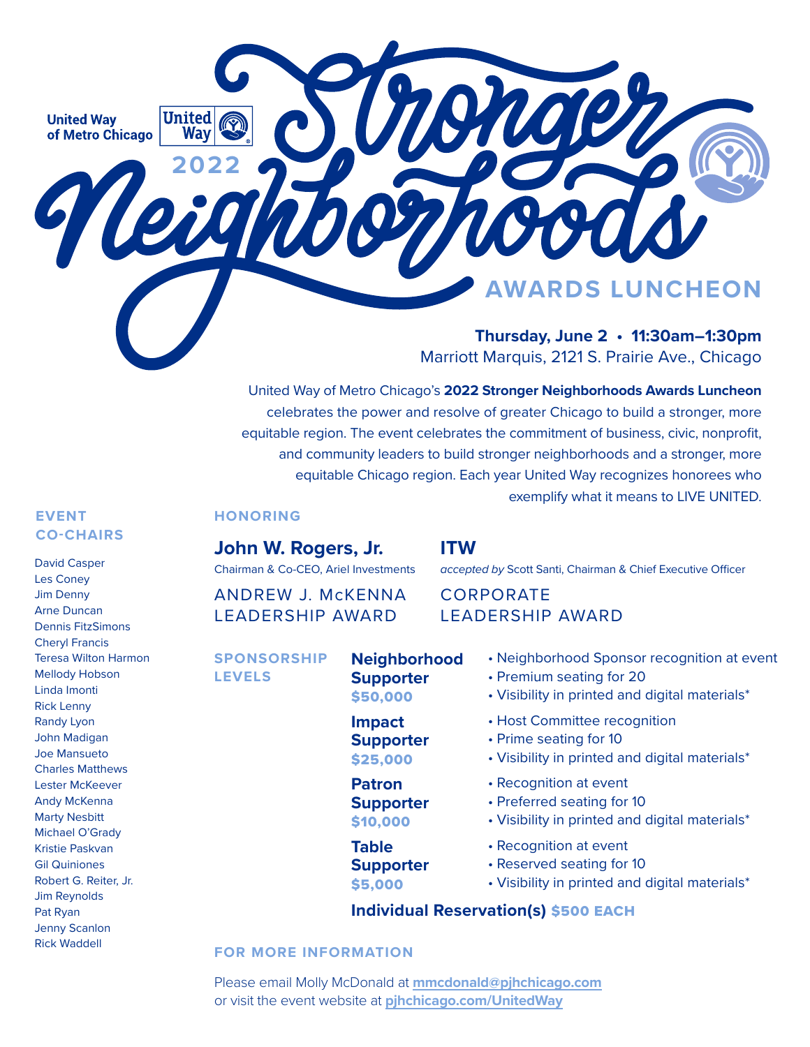United Way of Metro Chicago

# 2022 Stronger Neighborhoods

## AWARDS LUNCHEON

**Thursday, June 2 • 11:30am–1:30pm**
Marriott Marquis, 2121 S. Prairie Ave., Chicago

United Way of Metro Chicago's **2022 Stronger Neighborhoods Awards Luncheon** celebrates the power and resolve of greater Chicago to build a stronger, more equitable region. The event celebrates the commitment of business, civic, nonprofit, and community leaders to build stronger neighborhoods and a stronger, more equitable Chicago region. Each year United Way recognizes honorees who exemplify what it means to LIVE UNITED.

### EVENT CO-CHAIRS

David Casper
Les Coney
Jim Denny
Arne Duncan
Dennis FitzSimons
Cheryl Francis
Teresa Wilton Harmon
Mellody Hobson
Linda Imonti
Rick Lenny
Randy Lyon
John Madigan
Joe Mansueto
Charles Matthews
Lester McKeever
Andy McKenna
Marty Nesbitt
Michael O'Grady
Kristie Paskvan
Gil Quiniones
Robert G. Reiter, Jr.
Jim Reynolds
Pat Ryan
Jenny Scanlon
Rick Waddell

### HONORING

**John W. Rogers, Jr.**
Chairman & Co-CEO, Ariel Investments

ANDREW J. McKENNA LEADERSHIP AWARD

**ITW**
*accepted by* Scott Santi, Chairman & Chief Executive Officer

CORPORATE LEADERSHIP AWARD

### SPONSORSHIP LEVELS

**Neighborhood Supporter $50,000**
- Neighborhood Sponsor recognition at event
- Premium seating for 20
- Visibility in printed and digital materials*

**Impact Supporter $25,000**
- Host Committee recognition
- Prime seating for 10
- Visibility in printed and digital materials*

**Patron Supporter $10,000**
- Recognition at event
- Preferred seating for 10
- Visibility in printed and digital materials*

**Table Supporter $5,000**
- Recognition at event
- Reserved seating for 10
- Visibility in printed and digital materials*

**Individual Reservation(s) $500 EACH**

### FOR MORE INFORMATION

Please email Molly McDonald at **mmcdonald@pjhchicago.com** or visit the event website at **pjhchicago.com/UnitedWay**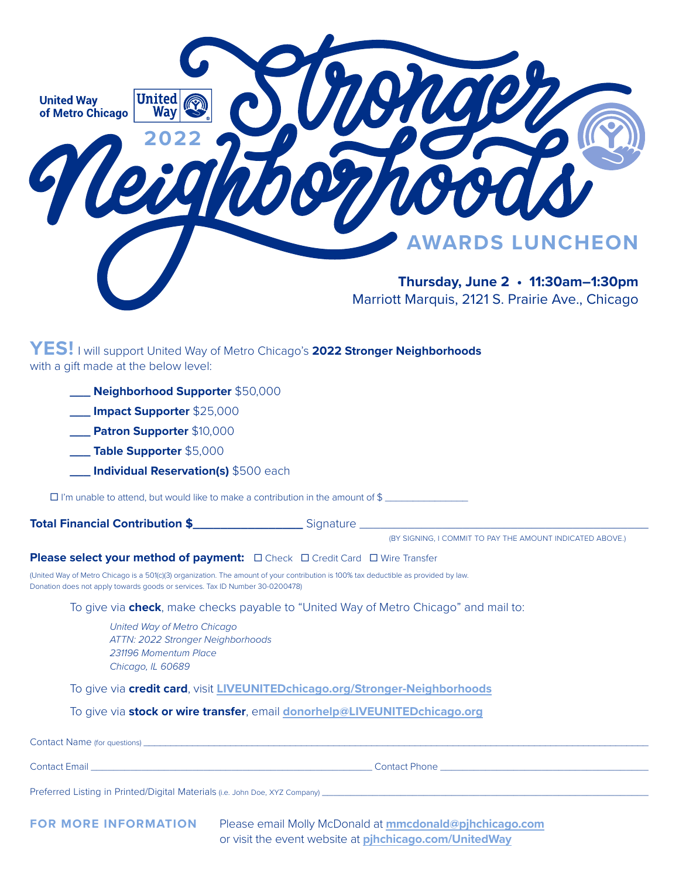United Way of Metro Chicago

United Way

2022

# Stronger Neighborhoods

## AWARDS LUNCHEON

**Thursday, June 2 • 11:30am–1:30pm**
Marriott Marquis, 2121 S. Prairie Ave., Chicago

**YES!** I will support United Way of Metro Chicago's **2022 Stronger Neighborhoods** with a gift made at the below level:

- ___ **Neighborhood Supporter** $50,000
- ___ **Impact Supporter** $25,000
- ___ **Patron Supporter** $10,000
- ___ **Table Supporter** $5,000
- ___ **Individual Reservation(s)** $500 each

☐ I'm unable to attend, but would like to make a contribution in the amount of $ _______________

**Total Financial Contribution $**_________________ Signature _______________________________________________
(BY SIGNING, I COMMIT TO PAY THE AMOUNT INDICATED ABOVE.)

**Please select your method of payment:** ☐ Check ☐ Credit Card ☐ Wire Transfer

(United Way of Metro Chicago is a 501(c)(3) organization. The amount of your contribution is 100% tax deductible as provided by law. Donation does not apply towards goods or services. Tax ID Number 30-0200478)

To give via **check**, make checks payable to "United Way of Metro Chicago" and mail to:

*United Way of Metro Chicago*
*ATTN: 2022 Stronger Neighborhoods*
*231196 Momentum Place*
*Chicago, IL 60689*

To give via **credit card**, visit **LIVEUNITEDchicago.org/Stronger-Neighborhoods**

To give via **stock or wire transfer**, email **donorhelp@LIVEUNITEDchicago.org**

Contact Name (for questions) _______________________________________________

Contact Email _______________________________ Contact Phone _______________________________

Preferred Listing in Printed/Digital Materials (i.e. John Doe, XYZ Company) _______________________________

**FOR MORE INFORMATION** Please email Molly McDonald at **mmcdonald@pjhchicago.com** or visit the event website at **pjhchicago.com/UnitedWay**